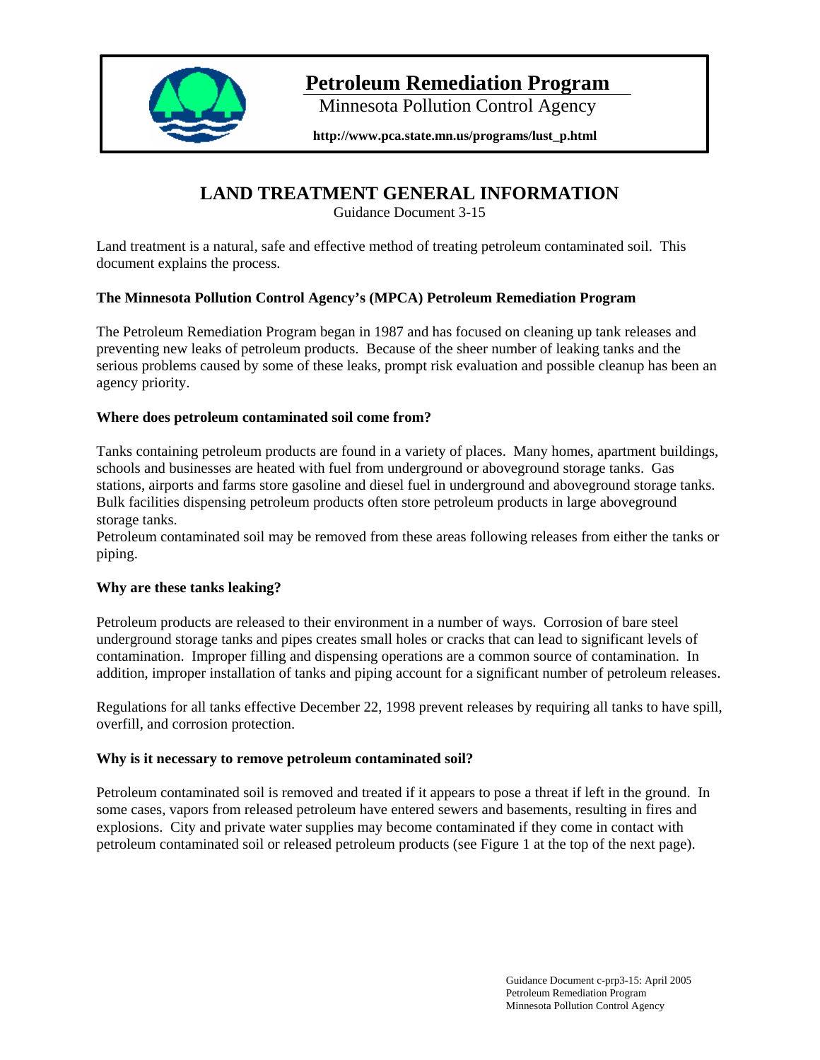# Petroleum Remediation Program

Minnesota Pollution Control Agency

**http://www.pca.state.mn.us/programs/lust_p.html**

## LAND TREATMENT GENERAL INFORMATION

Guidance Document 3-15

Land treatment is a natural, safe and effective method of treating petroleum contaminated soil. This document explains the process.

### The Minnesota Pollution Control Agency's (MPCA) Petroleum Remediation Program

The Petroleum Remediation Program began in 1987 and has focused on cleaning up tank releases and preventing new leaks of petroleum products. Because of the sheer number of leaking tanks and the serious problems caused by some of these leaks, prompt risk evaluation and possible cleanup has been an agency priority.

### Where does petroleum contaminated soil come from?

Tanks containing petroleum products are found in a variety of places. Many homes, apartment buildings, schools and businesses are heated with fuel from underground or aboveground storage tanks. Gas stations, airports and farms store gasoline and diesel fuel in underground and aboveground storage tanks. Bulk facilities dispensing petroleum products often store petroleum products in large aboveground storage tanks.

Petroleum contaminated soil may be removed from these areas following releases from either the tanks or piping.

### Why are these tanks leaking?

Petroleum products are released to their environment in a number of ways. Corrosion of bare steel underground storage tanks and pipes creates small holes or cracks that can lead to significant levels of contamination. Improper filling and dispensing operations are a common source of contamination. In addition, improper installation of tanks and piping account for a significant number of petroleum releases.

Regulations for all tanks effective December 22, 1998 prevent releases by requiring all tanks to have spill, overfill, and corrosion protection.

### Why is it necessary to remove petroleum contaminated soil?

Petroleum contaminated soil is removed and treated if it appears to pose a threat if left in the ground. In some cases, vapors from released petroleum have entered sewers and basements, resulting in fires and explosions. City and private water supplies may become contaminated if they come in contact with petroleum contaminated soil or released petroleum products (see Figure 1 at the top of the next page).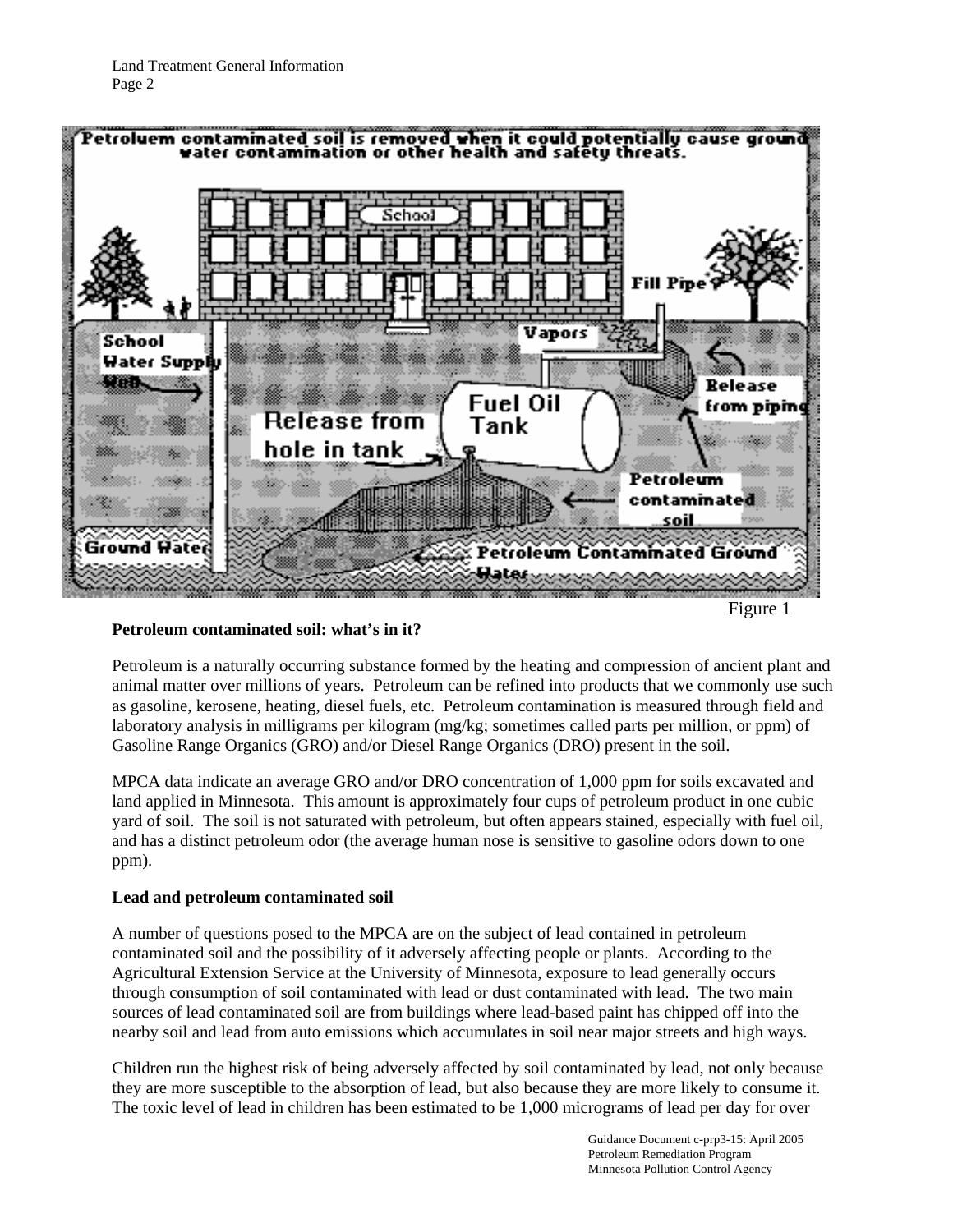Figure 1

**Petroleum contaminated soil: what's in it?**

Petroleum is a naturally occurring substance formed by the heating and compression of ancient plant and animal matter over millions of years. Petroleum can be refined into products that we commonly use such as gasoline, kerosene, heating, diesel fuels, etc. Petroleum contamination is measured through field and laboratory analysis in milligrams per kilogram (mg/kg; sometimes called parts per million, or ppm) of Gasoline Range Organics (GRO) and/or Diesel Range Organics (DRO) present in the soil.

MPCA data indicate an average GRO and/or DRO concentration of 1,000 ppm for soils excavated and land applied in Minnesota. This amount is approximately four cups of petroleum product in one cubic yard of soil. The soil is not saturated with petroleum, but often appears stained, especially with fuel oil, and has a distinct petroleum odor (the average human nose is sensitive to gasoline odors down to one ppm).

**Lead and petroleum contaminated soil**

A number of questions posed to the MPCA are on the subject of lead contained in petroleum contaminated soil and the possibility of it adversely affecting people or plants. According to the Agricultural Extension Service at the University of Minnesota, exposure to lead generally occurs through consumption of soil contaminated with lead or dust contaminated with lead. The two main sources of lead contaminated soil are from buildings where lead-based paint has chipped off into the nearby soil and lead from auto emissions which accumulates in soil near major streets and high ways.

Children run the highest risk of being adversely affected by soil contaminated by lead, not only because they are more susceptible to the absorption of lead, but also because they are more likely to consume it. The toxic level of lead in children has been estimated to be 1,000 micrograms of lead per day for over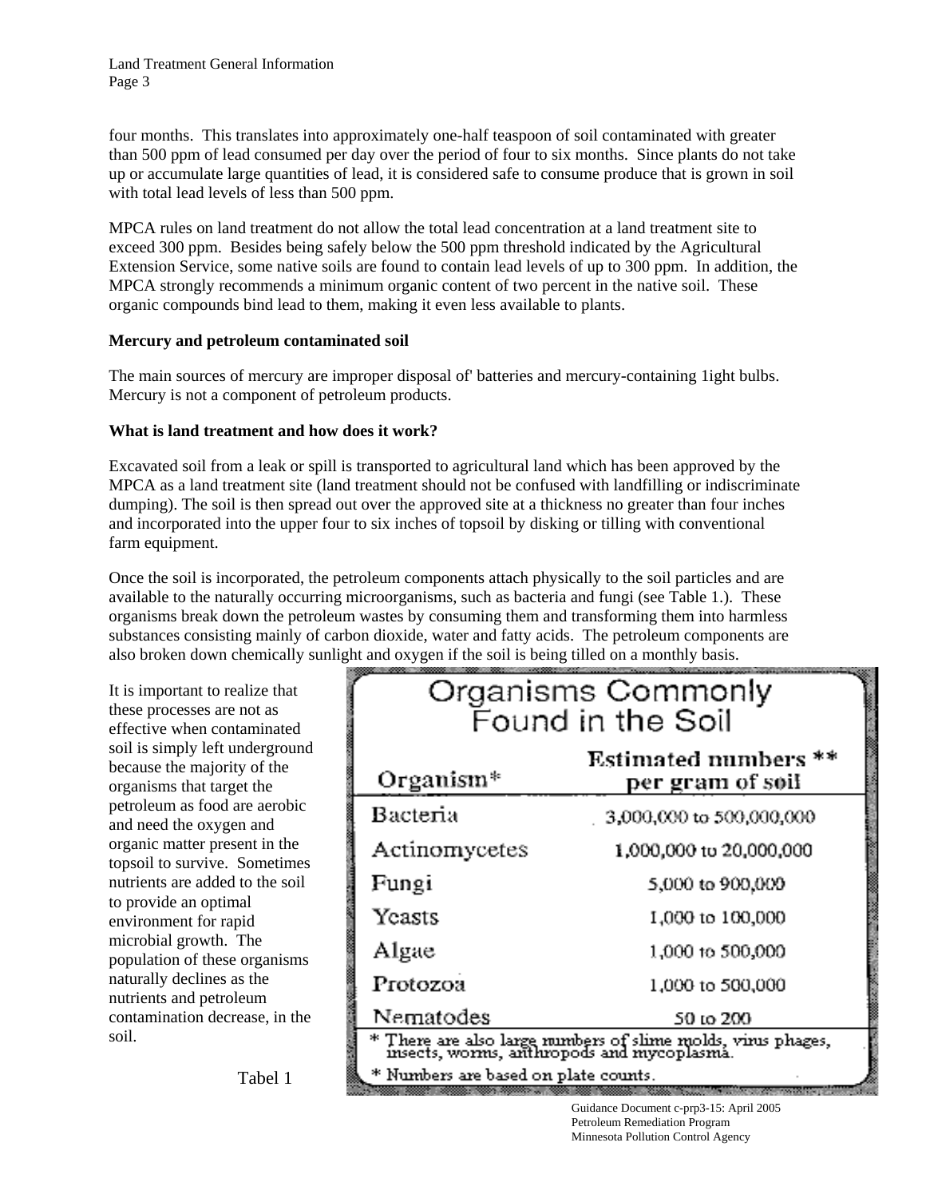four months. This translates into approximately one-half teaspoon of soil contaminated with greater than 500 ppm of lead consumed per day over the period of four to six months. Since plants do not take up or accumulate large quantities of lead, it is considered safe to consume produce that is grown in soil with total lead levels of less than 500 ppm.

MPCA rules on land treatment do not allow the total lead concentration at a land treatment site to exceed 300 ppm. Besides being safely below the 500 ppm threshold indicated by the Agricultural Extension Service, some native soils are found to contain lead levels of up to 300 ppm. In addition, the MPCA strongly recommends a minimum organic content of two percent in the native soil. These organic compounds bind lead to them, making it even less available to plants.

**Mercury and petroleum contaminated soil**

The main sources of mercury are improper disposal of' batteries and mercury-containing 1ight bulbs. Mercury is not a component of petroleum products.

**What is land treatment and how does it work?**

Excavated soil from a leak or spill is transported to agricultural land which has been approved by the MPCA as a land treatment site (land treatment should not be confused with landfilling or indiscriminate dumping). The soil is then spread out over the approved site at a thickness no greater than four inches and incorporated into the upper four to six inches of topsoil by disking or tilling with conventional farm equipment.

Once the soil is incorporated, the petroleum components attach physically to the soil particles and are available to the naturally occurring microorganisms, such as bacteria and fungi (see Table 1.). These organisms break down the petroleum wastes by consuming them and transforming them into harmless substances consisting mainly of carbon dioxide, water and fatty acids. The petroleum components are also broken down chemically sunlight and oxygen if the soil is being tilled on a monthly basis.

It is important to realize that these processes are not as effective when contaminated soil is simply left underground because the majority of the organisms that target the petroleum as food are aerobic and need the oxygen and organic matter present in the topsoil to survive. Sometimes nutrients are added to the soil to provide an optimal environment for rapid microbial growth. The population of these organisms naturally declines as the nutrients and petroleum contamination decrease, in the soil.

**Organisms Commonly Found in the Soil**

| Organism* | Estimated numbers ** per gram of soil |
|---|---|
| Bacteria | 3,000,000 to 500,000,000 |
| Actinomycetes | 1,000,000 to 20,000,000 |
| Fungi | 5,000 to 900,000 |
| Yeasts | 1,000 to 100,000 |
| Algae | 1,000 to 500,000 |
| Protozoa | 1,000 to 500,000 |
| Nematodes | 50 to 200 |

\* There are also large numbers of slime molds, virus phages, insects, worms, anthropods and mycoplasma.

\* Numbers are based on plate counts.

Tabel 1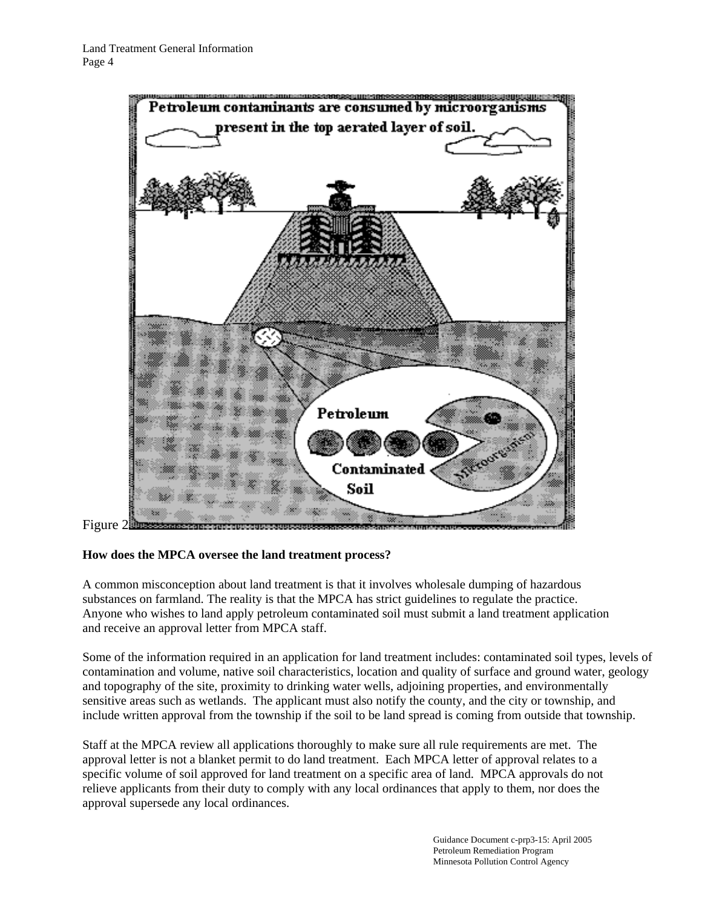Figure 2

**How does the MPCA oversee the land treatment process?**

A common misconception about land treatment is that it involves wholesale dumping of hazardous substances on farmland. The reality is that the MPCA has strict guidelines to regulate the practice. Anyone who wishes to land apply petroleum contaminated soil must submit a land treatment application and receive an approval letter from MPCA staff.

Some of the information required in an application for land treatment includes: contaminated soil types, levels of contamination and volume, native soil characteristics, location and quality of surface and ground water, geology and topography of the site, proximity to drinking water wells, adjoining properties, and environmentally sensitive areas such as wetlands. The applicant must also notify the county, and the city or township, and include written approval from the township if the soil to be land spread is coming from outside that township.

Staff at the MPCA review all applications thoroughly to make sure all rule requirements are met. The approval letter is not a blanket permit to do land treatment. Each MPCA letter of approval relates to a specific volume of soil approved for land treatment on a specific area of land. MPCA approvals do not relieve applicants from their duty to comply with any local ordinances that apply to them, nor does the approval supersede any local ordinances.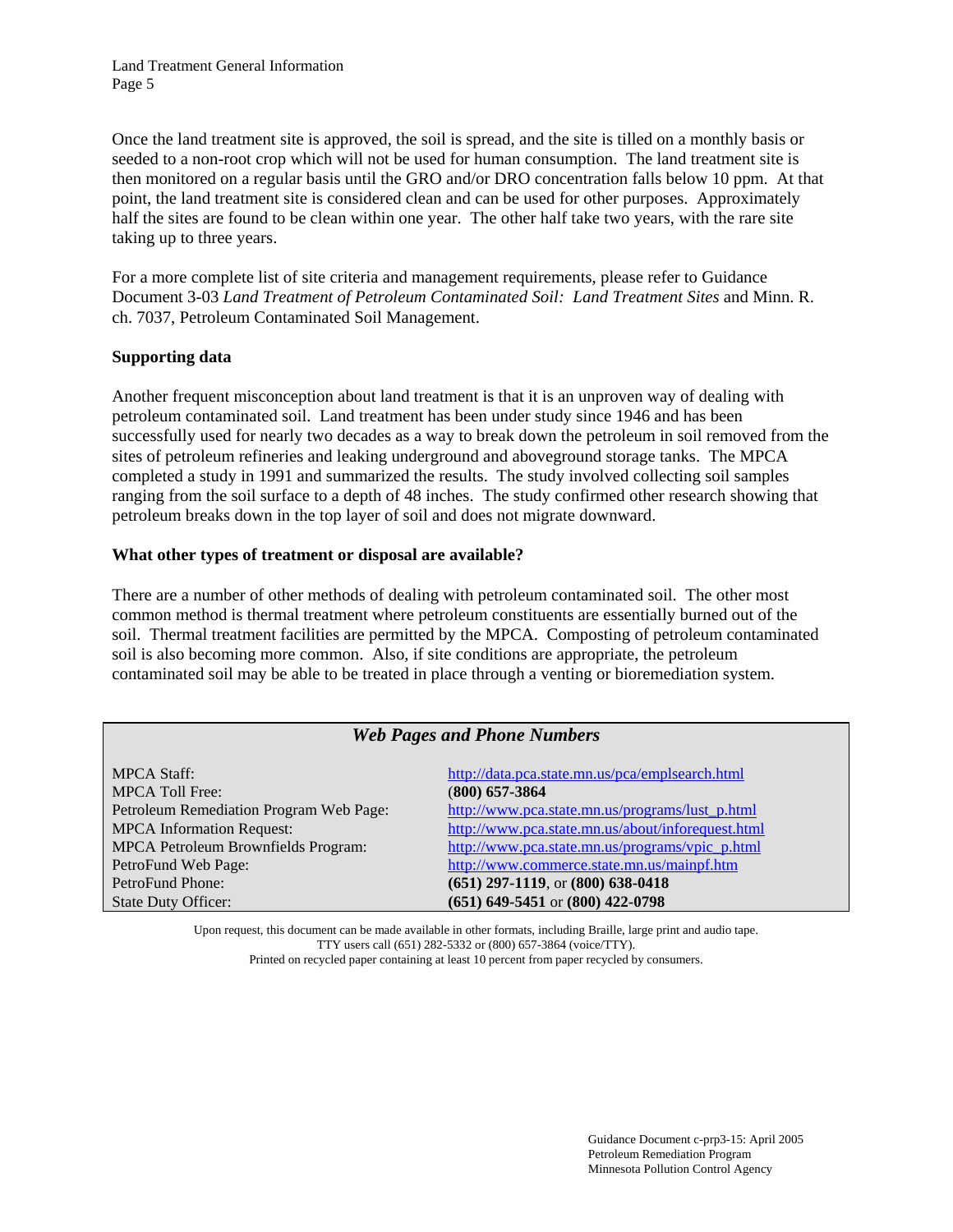Once the land treatment site is approved, the soil is spread, and the site is tilled on a monthly basis or seeded to a non-root crop which will not be used for human consumption. The land treatment site is then monitored on a regular basis until the GRO and/or DRO concentration falls below 10 ppm. At that point, the land treatment site is considered clean and can be used for other purposes. Approximately half the sites are found to be clean within one year. The other half take two years, with the rare site taking up to three years.

For a more complete list of site criteria and management requirements, please refer to Guidance Document 3-03 *Land Treatment of Petroleum Contaminated Soil: Land Treatment Sites* and Minn. R. ch. 7037, Petroleum Contaminated Soil Management.

**Supporting data**

Another frequent misconception about land treatment is that it is an unproven way of dealing with petroleum contaminated soil. Land treatment has been under study since 1946 and has been successfully used for nearly two decades as a way to break down the petroleum in soil removed from the sites of petroleum refineries and leaking underground and aboveground storage tanks. The MPCA completed a study in 1991 and summarized the results. The study involved collecting soil samples ranging from the soil surface to a depth of 48 inches. The study confirmed other research showing that petroleum breaks down in the top layer of soil and does not migrate downward.

**What other types of treatment or disposal are available?**

There are a number of other methods of dealing with petroleum contaminated soil. The other most common method is thermal treatment where petroleum constituents are essentially burned out of the soil. Thermal treatment facilities are permitted by the MPCA. Composting of petroleum contaminated soil is also becoming more common. Also, if site conditions are appropriate, the petroleum contaminated soil may be able to be treated in place through a venting or bioremediation system.

***Web Pages and Phone Numbers***

| | |
|---|---|
| MPCA Staff: | http://data.pca.state.mn.us/pca/emplsearch.html |
| MPCA Toll Free: | **(800) 657-3864** |
| Petroleum Remediation Program Web Page: | http://www.pca.state.mn.us/programs/lust_p.html |
| MPCA Information Request: | http://www.pca.state.mn.us/about/inforequest.html |
| MPCA Petroleum Brownfields Program: | http://www.pca.state.mn.us/programs/vpic_p.html |
| PetroFund Web Page: | http://www.commerce.state.mn.us/mainpf.htm |
| PetroFund Phone: | **(651) 297-1119**, or **(800) 638-0418** |
| State Duty Officer: | **(651) 649-5451** or **(800) 422-0798** |

Upon request, this document can be made available in other formats, including Braille, large print and audio tape.
TTY users call (651) 282-5332 or (800) 657-3864 (voice/TTY).
Printed on recycled paper containing at least 10 percent from paper recycled by consumers.

Guidance Document c-prp3-15: April 2005
Petroleum Remediation Program
Minnesota Pollution Control Agency